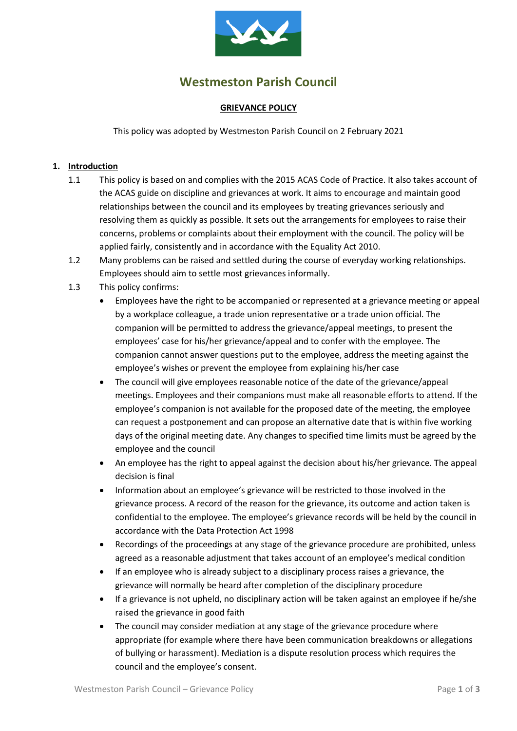# Westmeston Parish Council

## GRIEVANCE POLICY

This policy was adopted by Westmeston Parish Council on 2 February 2021

## 1. Introduction

1.1 This policy is based on and complies with the 2015 ACAS Code of Practice. It also takes account of the ACAS guide on discipline and grievances at work. It aims to encourage and maintain good relationships between the council and its employees by treating grievances seriously and resolving them as quickly as possible. It sets out the arrangements for employees to raise their concerns, problems or complaints about their employment with the council. The policy will be applied fairly, consistently and in accordance with the Equality Act 2010.

1.2 Many problems can be raised and settled during the course of everyday working relationships. Employees should aim to settle most grievances informally.

1.3 This policy confirms:

- Employees have the right to be accompanied or represented at a grievance meeting or appeal by a workplace colleague, a trade union representative or a trade union official. The companion will be permitted to address the grievance/appeal meetings, to present the employees' case for his/her grievance/appeal and to confer with the employee. The companion cannot answer questions put to the employee, address the meeting against the employee's wishes or prevent the employee from explaining his/her case
- The council will give employees reasonable notice of the date of the grievance/appeal meetings. Employees and their companions must make all reasonable efforts to attend. If the employee's companion is not available for the proposed date of the meeting, the employee can request a postponement and can propose an alternative date that is within five working days of the original meeting date. Any changes to specified time limits must be agreed by the employee and the council
- An employee has the right to appeal against the decision about his/her grievance. The appeal decision is final
- Information about an employee's grievance will be restricted to those involved in the grievance process. A record of the reason for the grievance, its outcome and action taken is confidential to the employee. The employee's grievance records will be held by the council in accordance with the Data Protection Act 1998
- Recordings of the proceedings at any stage of the grievance procedure are prohibited, unless agreed as a reasonable adjustment that takes account of an employee's medical condition
- If an employee who is already subject to a disciplinary process raises a grievance, the grievance will normally be heard after completion of the disciplinary procedure
- If a grievance is not upheld, no disciplinary action will be taken against an employee if he/she raised the grievance in good faith
- The council may consider mediation at any stage of the grievance procedure where appropriate (for example where there have been communication breakdowns or allegations of bullying or harassment). Mediation is a dispute resolution process which requires the council and the employee's consent.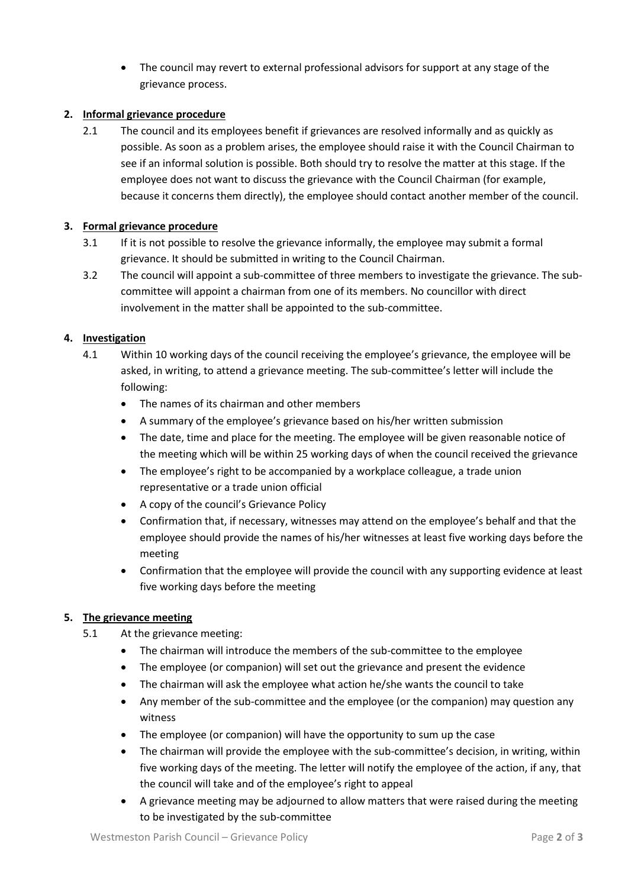- The council may revert to external professional advisors for support at any stage of the grievance process.

## 2. Informal grievance procedure

2.1 The council and its employees benefit if grievances are resolved informally and as quickly as possible. As soon as a problem arises, the employee should raise it with the Council Chairman to see if an informal solution is possible. Both should try to resolve the matter at this stage. If the employee does not want to discuss the grievance with the Council Chairman (for example, because it concerns them directly), the employee should contact another member of the council.

## 3. Formal grievance procedure

3.1 If it is not possible to resolve the grievance informally, the employee may submit a formal grievance. It should be submitted in writing to the Council Chairman.

3.2 The council will appoint a sub-committee of three members to investigate the grievance. The sub-committee will appoint a chairman from one of its members. No councillor with direct involvement in the matter shall be appointed to the sub-committee.

## 4. Investigation

4.1 Within 10 working days of the council receiving the employee's grievance, the employee will be asked, in writing, to attend a grievance meeting. The sub-committee's letter will include the following:

- The names of its chairman and other members
- A summary of the employee's grievance based on his/her written submission
- The date, time and place for the meeting. The employee will be given reasonable notice of the meeting which will be within 25 working days of when the council received the grievance
- The employee's right to be accompanied by a workplace colleague, a trade union representative or a trade union official
- A copy of the council's Grievance Policy
- Confirmation that, if necessary, witnesses may attend on the employee's behalf and that the employee should provide the names of his/her witnesses at least five working days before the meeting
- Confirmation that the employee will provide the council with any supporting evidence at least five working days before the meeting

## 5. The grievance meeting

5.1 At the grievance meeting:

- The chairman will introduce the members of the sub-committee to the employee
- The employee (or companion) will set out the grievance and present the evidence
- The chairman will ask the employee what action he/she wants the council to take
- Any member of the sub-committee and the employee (or the companion) may question any witness
- The employee (or companion) will have the opportunity to sum up the case
- The chairman will provide the employee with the sub-committee's decision, in writing, within five working days of the meeting. The letter will notify the employee of the action, if any, that the council will take and of the employee's right to appeal
- A grievance meeting may be adjourned to allow matters that were raised during the meeting to be investigated by the sub-committee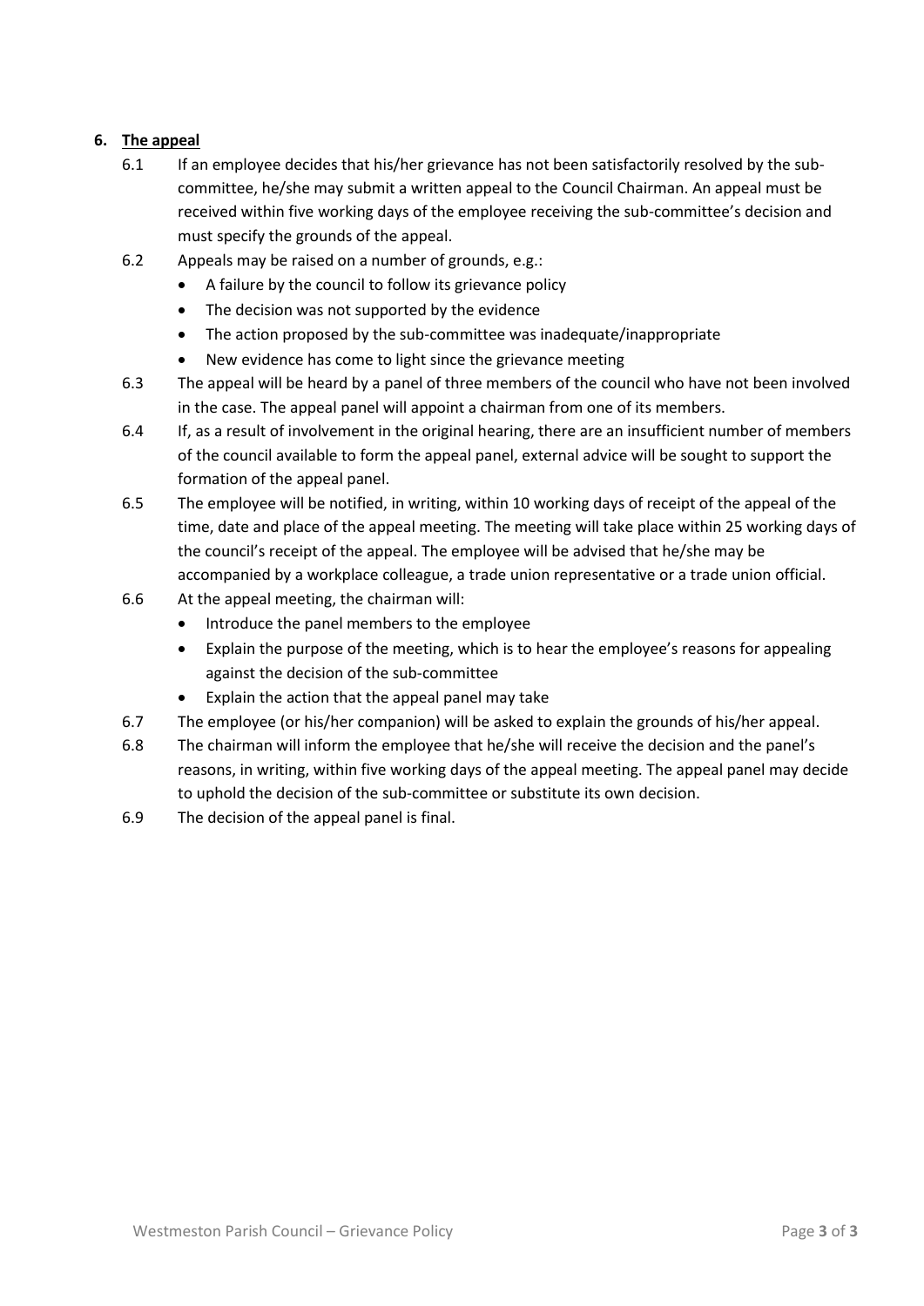## 6. The appeal

6.1 If an employee decides that his/her grievance has not been satisfactorily resolved by the sub-committee, he/she may submit a written appeal to the Council Chairman. An appeal must be received within five working days of the employee receiving the sub-committee's decision and must specify the grounds of the appeal.

6.2 Appeals may be raised on a number of grounds, e.g.:

- A failure by the council to follow its grievance policy
- The decision was not supported by the evidence
- The action proposed by the sub-committee was inadequate/inappropriate
- New evidence has come to light since the grievance meeting

6.3 The appeal will be heard by a panel of three members of the council who have not been involved in the case. The appeal panel will appoint a chairman from one of its members.

6.4 If, as a result of involvement in the original hearing, there are an insufficient number of members of the council available to form the appeal panel, external advice will be sought to support the formation of the appeal panel.

6.5 The employee will be notified, in writing, within 10 working days of receipt of the appeal of the time, date and place of the appeal meeting. The meeting will take place within 25 working days of the council's receipt of the appeal. The employee will be advised that he/she may be accompanied by a workplace colleague, a trade union representative or a trade union official.

6.6 At the appeal meeting, the chairman will:

- Introduce the panel members to the employee
- Explain the purpose of the meeting, which is to hear the employee's reasons for appealing against the decision of the sub-committee
- Explain the action that the appeal panel may take

6.7 The employee (or his/her companion) will be asked to explain the grounds of his/her appeal.

6.8 The chairman will inform the employee that he/she will receive the decision and the panel's reasons, in writing, within five working days of the appeal meeting. The appeal panel may decide to uphold the decision of the sub-committee or substitute its own decision.

6.9 The decision of the appeal panel is final.